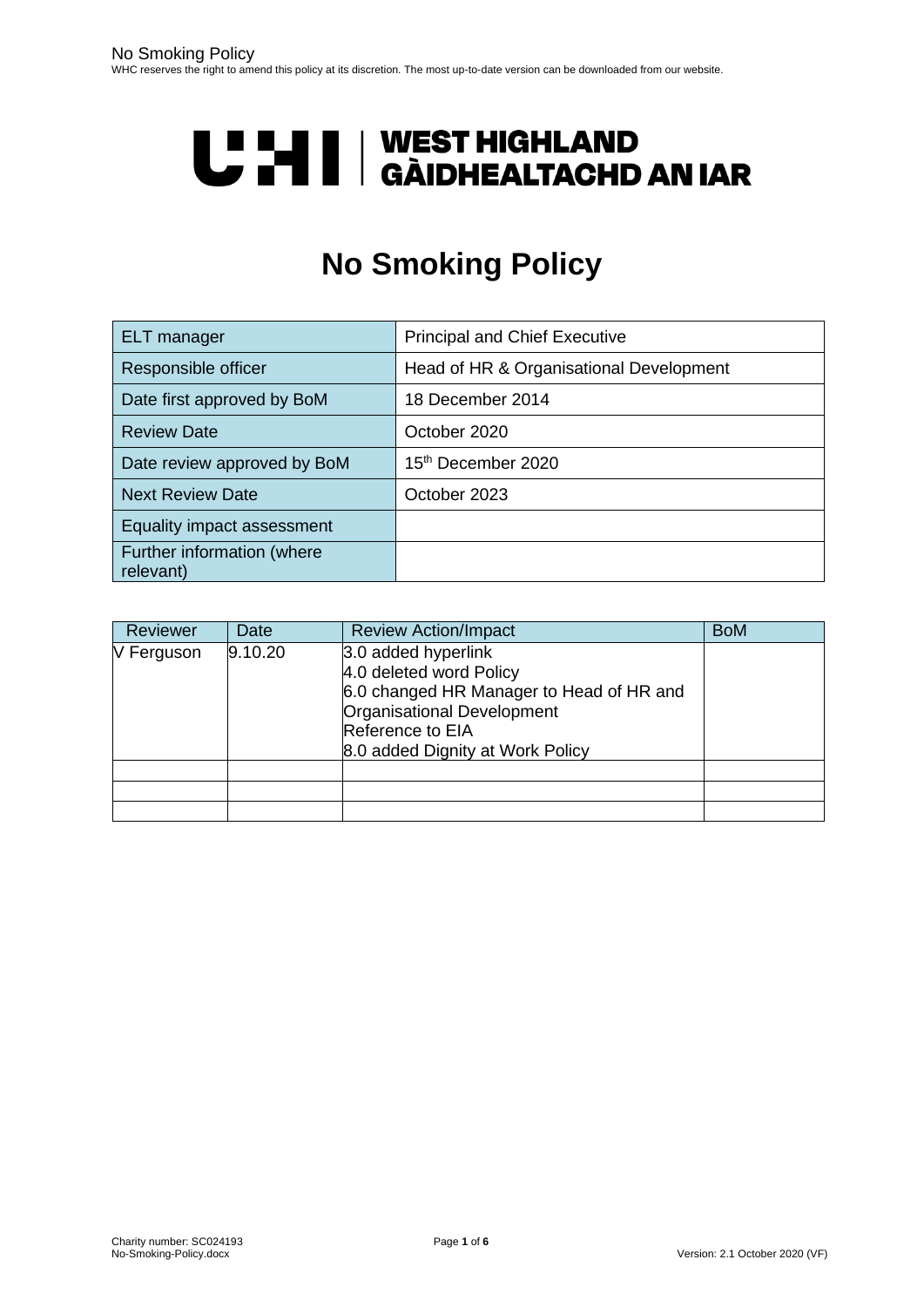UHI | WEST HIGHLAND
GÀIDHEALTACHD AN IAR

# No Smoking Policy

| ELT manager | Principal and Chief Executive |
|---|---|
| Responsible officer | Head of HR & Organisational Development |
| Date first approved by BoM | 18 December 2014 |
| Review Date | October 2020 |
| Date review approved by BoM | 15th December 2020 |
| Next Review Date | October 2023 |
| Equality impact assessment | |
| Further information (where relevant) | |

| Reviewer | Date | Review Action/Impact | BoM |
|---|---|---|---|
| V Ferguson | 9.10.20 | 3.0 added hyperlink<br>4.0 deleted word Policy<br>6.0 changed HR Manager to Head of HR and Organisational Development<br>Reference to EIA<br>8.0 added Dignity at Work Policy | |
| | | | |
| | | | |
| | | | |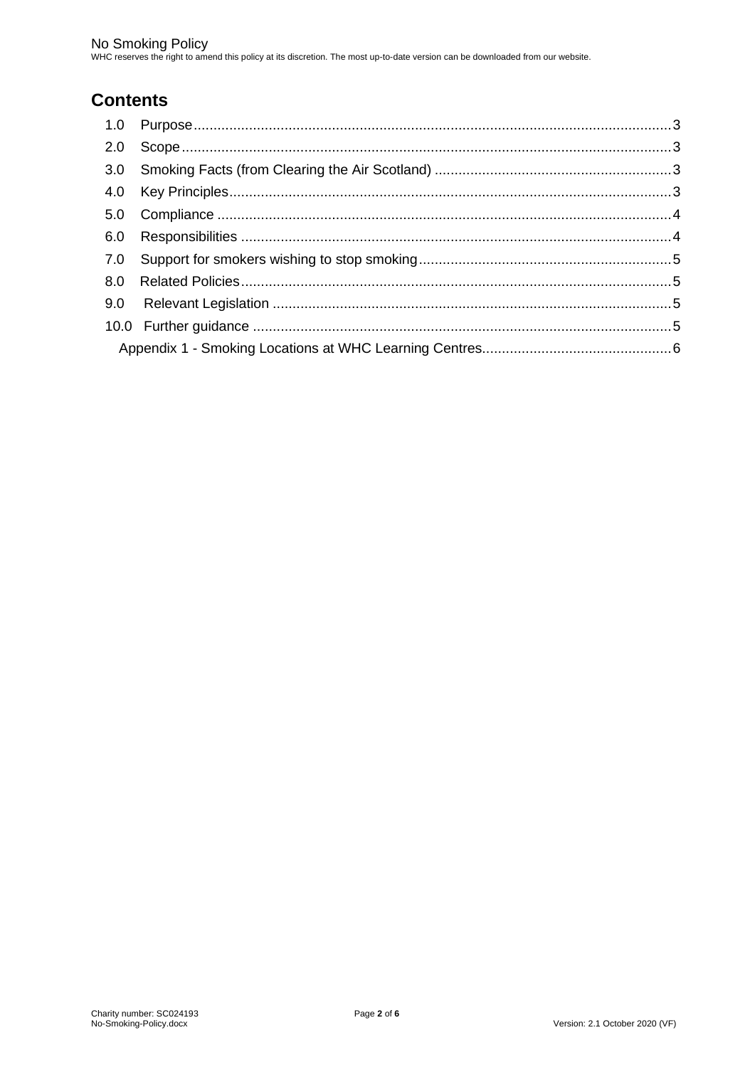## Contents

| | | |
|---|---|---|
| 1.0 | Purpose | 3 |
| 2.0 | Scope | 3 |
| 3.0 | Smoking Facts (from Clearing the Air Scotland) | 3 |
| 4.0 | Key Principles | 3 |
| 5.0 | Compliance | 4 |
| 6.0 | Responsibilities | 4 |
| 7.0 | Support for smokers wishing to stop smoking | 5 |
| 8.0 | Related Policies | 5 |
| 9.0 | Relevant Legislation | 5 |
| 10.0 | Further guidance | 5 |
| | Appendix 1 - Smoking Locations at WHC Learning Centres | 6 |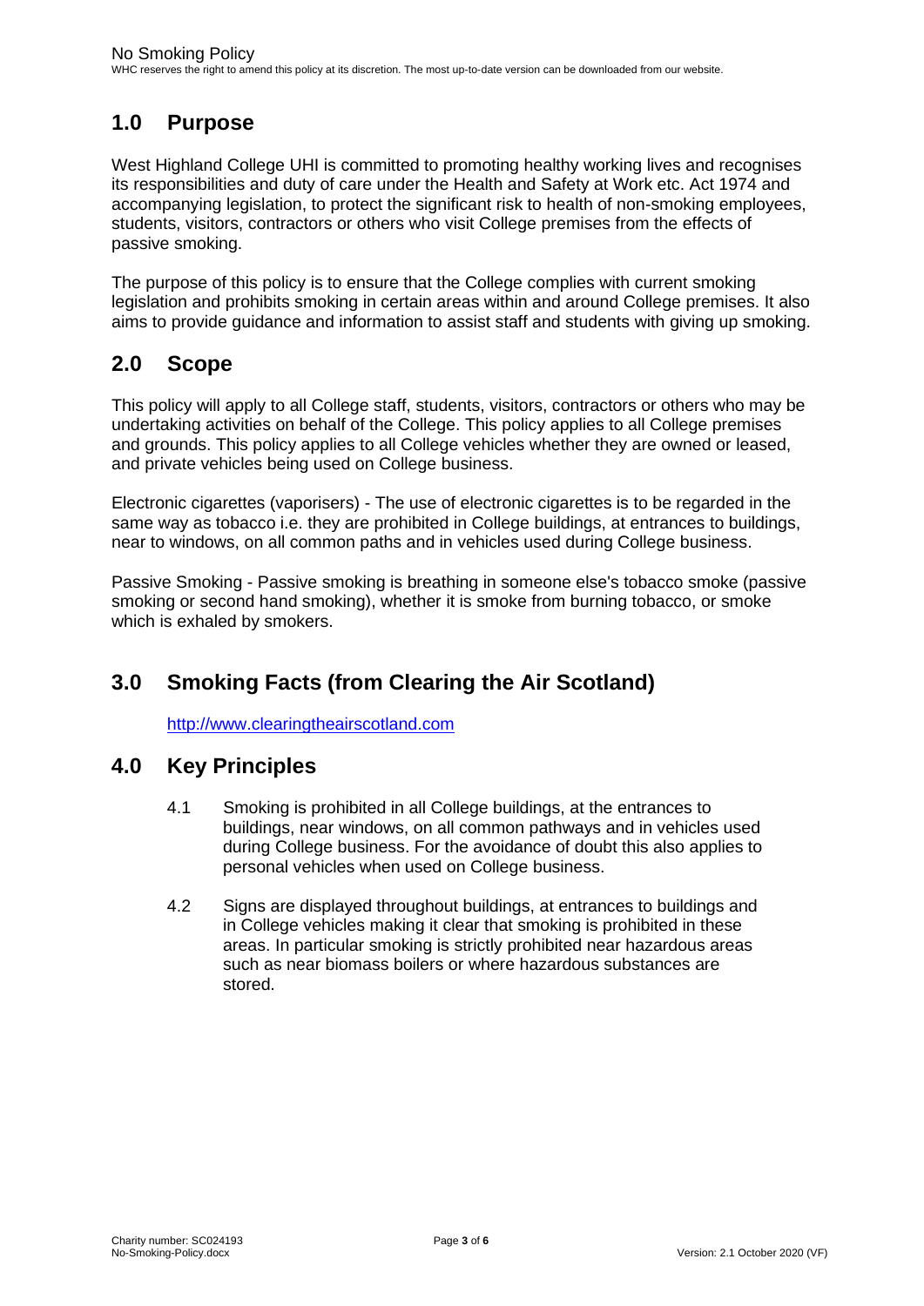## 1.0 Purpose

West Highland College UHI is committed to promoting healthy working lives and recognises its responsibilities and duty of care under the Health and Safety at Work etc. Act 1974 and accompanying legislation, to protect the significant risk to health of non-smoking employees, students, visitors, contractors or others who visit College premises from the effects of passive smoking.

The purpose of this policy is to ensure that the College complies with current smoking legislation and prohibits smoking in certain areas within and around College premises. It also aims to provide guidance and information to assist staff and students with giving up smoking.

## 2.0 Scope

This policy will apply to all College staff, students, visitors, contractors or others who may be undertaking activities on behalf of the College. This policy applies to all College premises and grounds. This policy applies to all College vehicles whether they are owned or leased, and private vehicles being used on College business.

Electronic cigarettes (vaporisers) - The use of electronic cigarettes is to be regarded in the same way as tobacco i.e. they are prohibited in College buildings, at entrances to buildings, near to windows, on all common paths and in vehicles used during College business.

Passive Smoking - Passive smoking is breathing in someone else's tobacco smoke (passive smoking or second hand smoking), whether it is smoke from burning tobacco, or smoke which is exhaled by smokers.

## 3.0 Smoking Facts (from Clearing the Air Scotland)

http://www.clearingtheairscotland.com

## 4.0 Key Principles

4.1 Smoking is prohibited in all College buildings, at the entrances to buildings, near windows, on all common pathways and in vehicles used during College business. For the avoidance of doubt this also applies to personal vehicles when used on College business.

4.2 Signs are displayed throughout buildings, at entrances to buildings and in College vehicles making it clear that smoking is prohibited in these areas. In particular smoking is strictly prohibited near hazardous areas such as near biomass boilers or where hazardous substances are stored.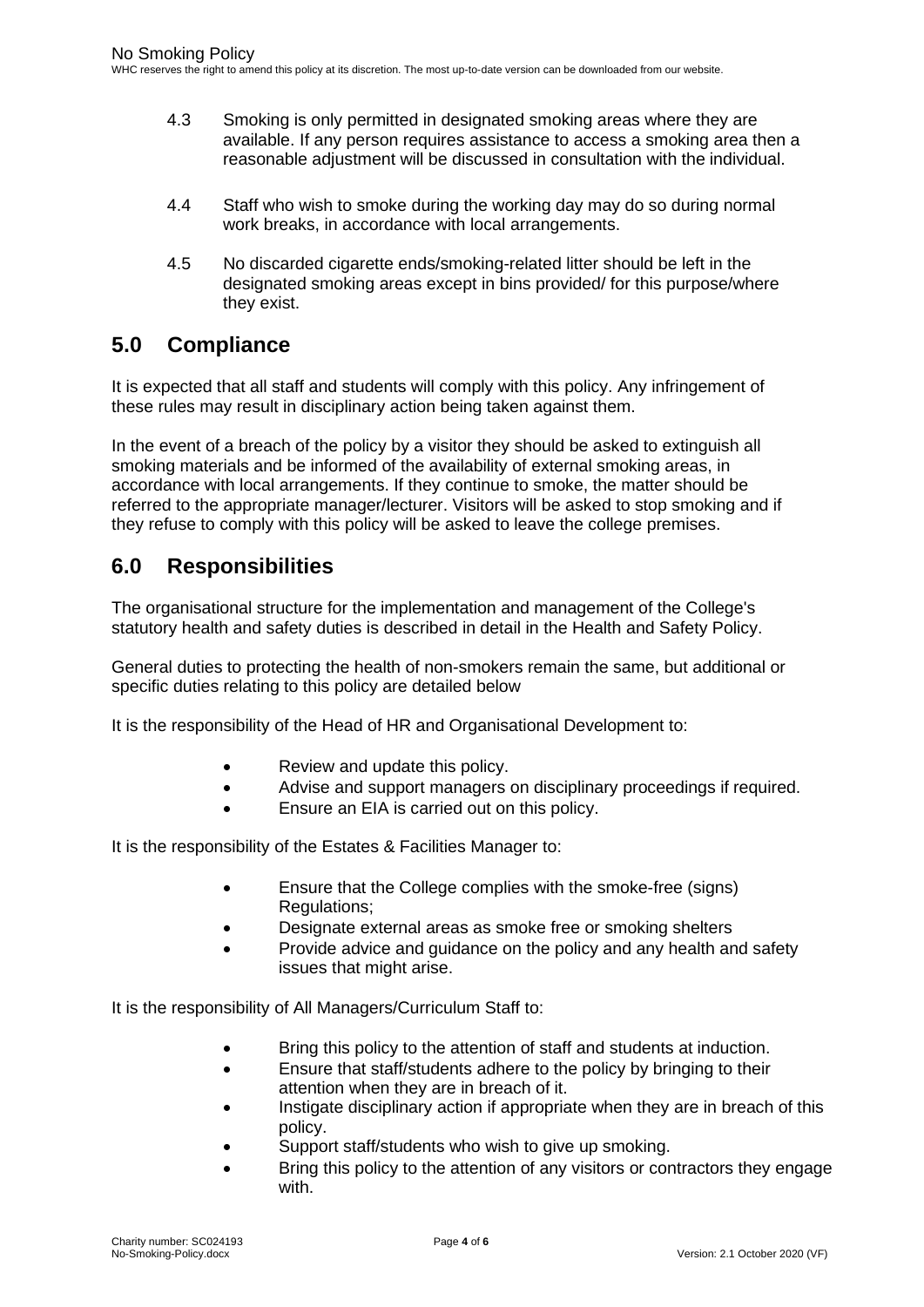4.3 Smoking is only permitted in designated smoking areas where they are available. If any person requires assistance to access a smoking area then a reasonable adjustment will be discussed in consultation with the individual.

4.4 Staff who wish to smoke during the working day may do so during normal work breaks, in accordance with local arrangements.

4.5 No discarded cigarette ends/smoking-related litter should be left in the designated smoking areas except in bins provided/ for this purpose/where they exist.

## 5.0 Compliance

It is expected that all staff and students will comply with this policy. Any infringement of these rules may result in disciplinary action being taken against them.

In the event of a breach of the policy by a visitor they should be asked to extinguish all smoking materials and be informed of the availability of external smoking areas, in accordance with local arrangements. If they continue to smoke, the matter should be referred to the appropriate manager/lecturer. Visitors will be asked to stop smoking and if they refuse to comply with this policy will be asked to leave the college premises.

## 6.0 Responsibilities

The organisational structure for the implementation and management of the College's statutory health and safety duties is described in detail in the Health and Safety Policy.

General duties to protecting the health of non-smokers remain the same, but additional or specific duties relating to this policy are detailed below

It is the responsibility of the Head of HR and Organisational Development to:

- Review and update this policy.
- Advise and support managers on disciplinary proceedings if required.
- Ensure an EIA is carried out on this policy.

It is the responsibility of the Estates & Facilities Manager to:

- Ensure that the College complies with the smoke-free (signs) Regulations;
- Designate external areas as smoke free or smoking shelters
- Provide advice and guidance on the policy and any health and safety issues that might arise.

It is the responsibility of All Managers/Curriculum Staff to:

- Bring this policy to the attention of staff and students at induction.
- Ensure that staff/students adhere to the policy by bringing to their attention when they are in breach of it.
- Instigate disciplinary action if appropriate when they are in breach of this policy.
- Support staff/students who wish to give up smoking.
- Bring this policy to the attention of any visitors or contractors they engage with.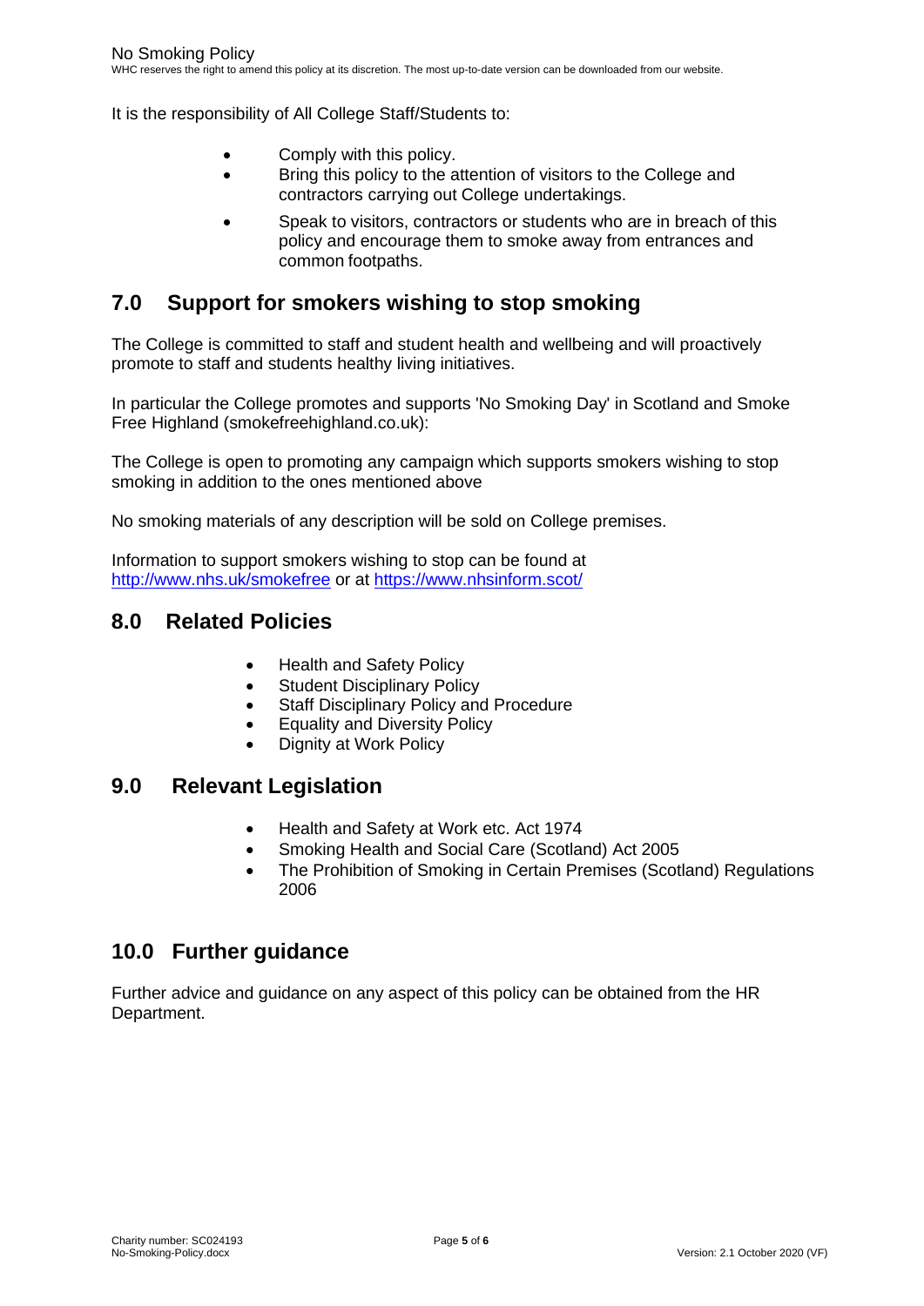It is the responsibility of All College Staff/Students to:

- Comply with this policy.
- Bring this policy to the attention of visitors to the College and contractors carrying out College undertakings.
- Speak to visitors, contractors or students who are in breach of this policy and encourage them to smoke away from entrances and common footpaths.

## 7.0 Support for smokers wishing to stop smoking

The College is committed to staff and student health and wellbeing and will proactively promote to staff and students healthy living initiatives.

In particular the College promotes and supports 'No Smoking Day' in Scotland and Smoke Free Highland (smokefreehighland.co.uk):

The College is open to promoting any campaign which supports smokers wishing to stop smoking in addition to the ones mentioned above

No smoking materials of any description will be sold on College premises.

Information to support smokers wishing to stop can be found at http://www.nhs.uk/smokefree or at https://www.nhsinform.scot/

## 8.0 Related Policies

- Health and Safety Policy
- Student Disciplinary Policy
- Staff Disciplinary Policy and Procedure
- Equality and Diversity Policy
- Dignity at Work Policy

## 9.0 Relevant Legislation

- Health and Safety at Work etc. Act 1974
- Smoking Health and Social Care (Scotland) Act 2005
- The Prohibition of Smoking in Certain Premises (Scotland) Regulations 2006

## 10.0 Further guidance

Further advice and guidance on any aspect of this policy can be obtained from the HR Department.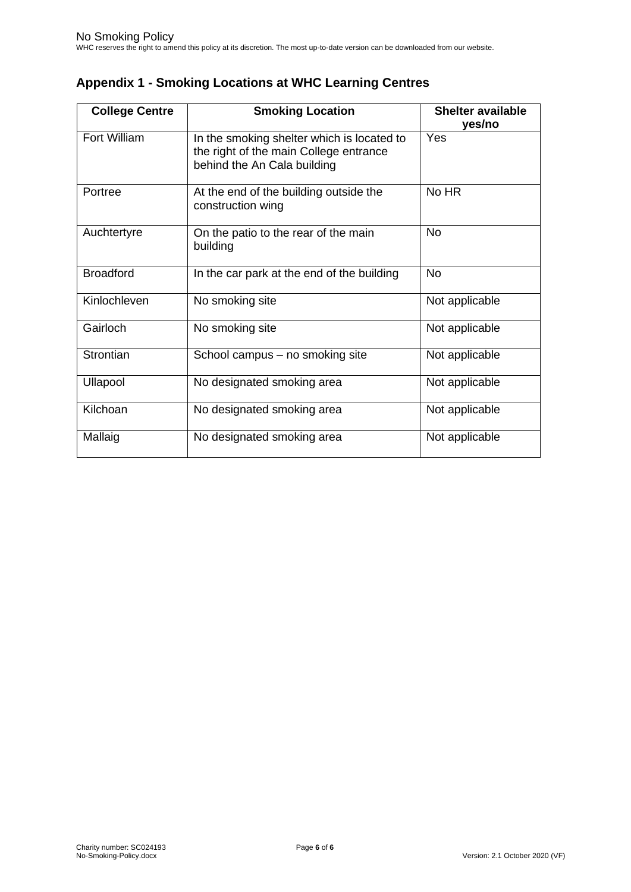## Appendix 1 - Smoking Locations at WHC Learning Centres

| College Centre | Smoking Location | Shelter available yes/no |
|---|---|---|
| Fort William | In the smoking shelter which is located to the right of the main College entrance behind the An Cala building | Yes |
| Portree | At the end of the building outside the construction wing | No HR |
| Auchtertyre | On the patio to the rear of the main building | No |
| Broadford | In the car park at the end of the building | No |
| Kinlochleven | No smoking site | Not applicable |
| Gairloch | No smoking site | Not applicable |
| Strontian | School campus – no smoking site | Not applicable |
| Ullapool | No designated smoking area | Not applicable |
| Kilchoan | No designated smoking area | Not applicable |
| Mallaig | No designated smoking area | Not applicable |